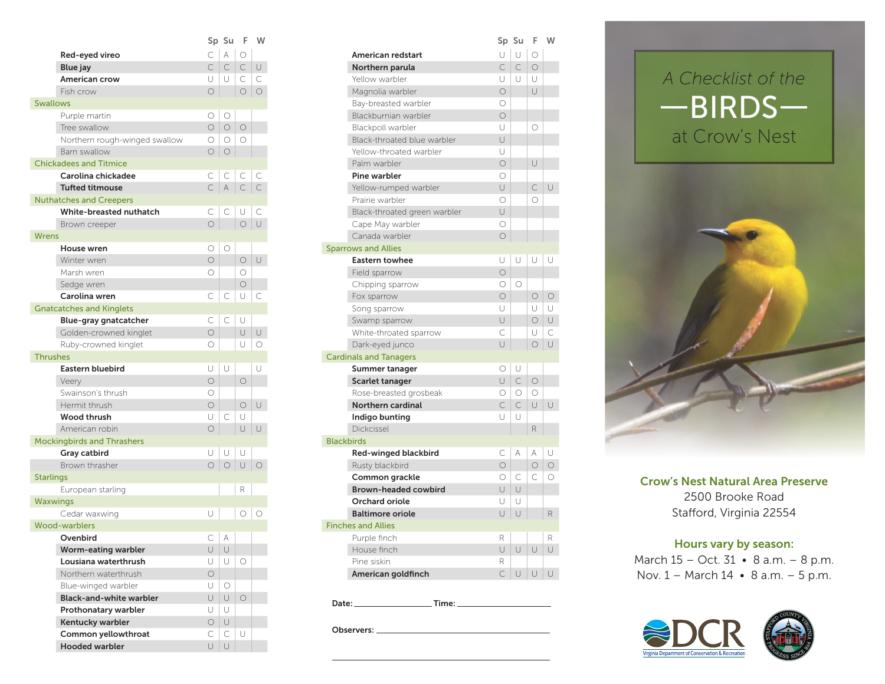| | Sp | Su | F | W |
|---|---|---|---|---|
| **Red-eyed vireo** | C | A | O | |
| **Blue jay** | C | C | C | U |
| **American crow** | U | U | C | C |
| Fish crow | O | | O | O |
| **Swallows** | | | | |
| Purple martin | O | O | | |
| Tree swallow | O | O | O | |
| Northern rough-winged swallow | O | O | O | |
| Barn swallow | O | O | | |
| **Chickadees and Titmice** | | | | |
| **Carolina chickadee** | C | C | C | C |
| **Tufted titmouse** | C | A | C | C |
| **Nuthatches and Creepers** | | | | |
| **White-breasted nuthatch** | C | C | U | C |
| Brown creeper | O | | O | U |
| **Wrens** | | | | |
| **House wren** | O | O | | |
| Winter wren | O | | O | U |
| Marsh wren | O | | O | |
| Sedge wren | | | O | |
| **Carolina wren** | C | C | U | C |
| **Gnatcatches and Kinglets** | | | | |
| **Blue-gray gnatcatcher** | C | C | U | |
| Golden-crowned kinglet | O | | U | U |
| Ruby-crowned kinglet | O | | U | O |
| **Thrushes** | | | | |
| **Eastern bluebird** | U | U | | U |
| Veery | O | | O | |
| Swainson's thrush | O | | | |
| Hermit thrush | O | | O | U |
| **Wood thrush** | U | C | U | |
| American robin | O | | U | U |
| **Mockingbirds and Thrashers** | | | | |
| **Gray catbird** | U | U | U | |
| Brown thrasher | O | O | U | O |
| **Starlings** | | | | |
| European starling | | | R | |
| **Waxwings** | | | | |
| Cedar waxwing | U | | O | O |
| **Wood-warblers** | | | | |
| **Ovenbird** | C | A | | |
| **Worm-eating warbler** | U | U | | |
| **Lousiana waterthrush** | U | U | O | |
| Northern waterthrush | O | | | |
| Blue-winged warbler | U | O | | |
| **Black-and-white warbler** | U | U | O | |
| **Prothonatary warbler** | U | U | | |
| **Kentucky warbler** | O | U | | |
| **Common yellowthroat** | C | C | U | |
| **Hooded warbler** | U | U | | |

| | Sp | Su | F | W |
|---|---|---|---|---|
| **American redstart** | U | U | O | |
| **Northern parula** | C | C | O | |
| Yellow warbler | U | U | U | |
| Magnolia warbler | O | | U | |
| Bay-breasted warbler | O | | | |
| Blackburnian warbler | O | | | |
| Blackpoll warbler | U | | O | |
| Black-throated blue warbler | U | | | |
| Yellow-throated warbler | U | | | |
| Palm warbler | O | | U | |
| **Pine warbler** | O | | | |
| Yellow-rumped warbler | U | | C | U |
| Prairie warbler | O | | O | |
| Black-throated green warbler | U | | | |
| Cape May warbler | O | | | |
| Canada warbler | O | | | |
| **Sparrows and Allies** | | | | |
| **Eastern towhee** | U | U | U | U |
| Field sparrow | O | | | |
| Chipping sparrow | O | O | | |
| Fox sparrow | O | | O | O |
| Song sparrow | U | | U | U |
| Swamp sparrow | U | | O | U |
| White-throated sparrow | C | | U | C |
| Dark-eyed junco | U | | O | U |
| **Cardinals and Tanagers** | | | | |
| **Summer tanager** | O | U | | |
| **Scarlet tanager** | U | C | O | |
| Rose-breasted grosbeak | O | O | O | |
| **Northern cardinal** | C | C | U | U |
| **Indigo bunting** | U | U | | |
| Dickcissel | | | R | |
| **Blackbirds** | | | | |
| **Red-winged blackbird** | C | A | A | U |
| Rusty blackbird | O | | O | O |
| **Common grackle** | O | C | C | O |
| **Brown-headed cowbird** | U | U | | |
| **Orchard oriole** | U | U | | |
| **Baltimore oriole** | U | U | | R |
| **Finches and Allies** | | | | |
| Purple finch | R | | | R |
| House finch | U | U | U | U |
| Pine siskin | R | | | |
| **American goldfinch** | C | U | U | U |

**Date:** ____________ **Time:** ____________

**Observers:** ____________

# *A Checklist of the* —BIRDS— at Crow's Nest

**Crow's Nest Natural Area Preserve**
2500 Brooke Road
Stafford, Virginia 22554

**Hours vary by season:**
March 15 – Oct. 31 • 8 a.m. – 8 p.m.
Nov. 1 – March 14 • 8 a.m. – 5 p.m.

DCR
Virginia Department of Conservation & Recreation

Stafford County Virginia — Progress Since 1664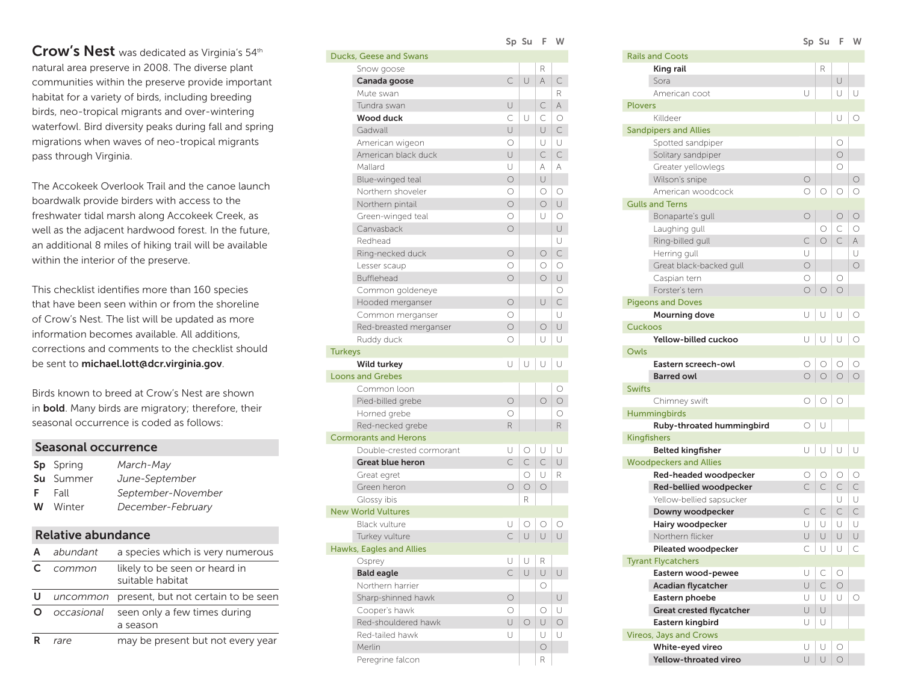**Crow's Nest** was dedicated as Virginia's 54th natural area preserve in 2008. The diverse plant communities within the preserve provide important habitat for a variety of birds, including breeding birds, neo-tropical migrants and over-wintering waterfowl. Bird diversity peaks during fall and spring migrations when waves of neo-tropical migrants pass through Virginia.

The Accokeek Overlook Trail and the canoe launch boardwalk provide birders with access to the freshwater tidal marsh along Accokeek Creek, as well as the adjacent hardwood forest. In the future, an additional 8 miles of hiking trail will be available within the interior of the preserve.

This checklist identifies more than 160 species that have been seen within or from the shoreline of Crow's Nest. The list will be updated as more information becomes available. All additions, corrections and comments to the checklist should be sent to **michael.lott@dcr.virginia.gov**.

Birds known to breed at Crow's Nest are shown in **bold**. Many birds are migratory; therefore, their seasonal occurrence is coded as follows:

## Seasonal occurrence

| | | |
|---|---|---|
| **Sp** | Spring | *March-May* |
| **Su** | Summer | *June-September* |
| **F** | Fall | *September-November* |
| **W** | Winter | *December-February* |

## Relative abundance

| | | |
|---|---|---|
| **A** | *abundant* | a species which is very numerous |
| **C** | *common* | likely to be seen or heard in suitable habitat |
| **U** | *uncommon* | present, but not certain to be seen |
| **O** | *occasional* | seen only a few times during a season |
| **R** | *rare* | may be present but not every year |

| | Sp | Su | F | W |
|---|---|---|---|---|
| **Ducks, Geese and Swans** | | | | |
| Snow goose | | | R | |
| **Canada goose** | C | U | A | C |
| Mute swan | | | | R |
| Tundra swan | U | | C | A |
| **Wood duck** | C | U | C | O |
| Gadwall | U | | U | C |
| American wigeon | O | | U | U |
| American black duck | U | | C | C |
| Mallard | U | | A | A |
| Blue-winged teal | O | | U | |
| Northern shoveler | O | | O | O |
| Northern pintail | O | | O | U |
| Green-winged teal | O | | U | O |
| Canvasback | O | | | U |
| Redhead | | | | U |
| Ring-necked duck | O | | O | C |
| Lesser scaup | O | | O | O |
| Bufflehead | O | | O | U |
| Common goldeneye | | | | O |
| Hooded merganser | O | | U | C |
| Common merganser | O | | | U |
| Red-breasted merganser | O | | O | U |
| Ruddy duck | O | | U | U |
| **Turkeys** | | | | |
| **Wild turkey** | U | U | U | U |
| **Loons and Grebes** | | | | |
| Common loon | | | | O |
| Pied-billed grebe | O | | O | O |
| Horned grebe | O | | | O |
| Red-necked grebe | R | | | R |
| **Cormorants and Herons** | | | | |
| Double-crested cormorant | U | O | U | U |
| **Great blue heron** | C | C | C | U |
| Great egret | | O | U | R |
| Green heron | O | O | O | |
| Glossy ibis | | R | | |
| **New World Vultures** | | | | |
| Black vulture | U | O | O | O |
| Turkey vulture | C | U | U | U |
| **Hawks, Eagles and Allies** | | | | |
| Osprey | U | U | R | |
| **Bald eagle** | C | U | U | U |
| Northern harrier | | | O | |
| Sharp-shinned hawk | O | | | U |
| Cooper's hawk | O | | O | U |
| Red-shouldered hawk | U | O | U | O |
| Red-tailed hawk | U | | U | U |
| Merlin | | | O | |
| Peregrine falcon | | | R | |
| **Rails and Coots** | | | | |
| **King rail** | | R | | |
| Sora | | | U | |
| American coot | U | | U | U |
| **Plovers** | | | | |
| Killdeer | | | U | O |
| **Sandpipers and Allies** | | | | |
| Spotted sandpiper | | | O | |
| Solitary sandpiper | | | O | |
| Greater yellowlegs | | | O | |
| Wilson's snipe | O | | | O |
| American woodcock | O | O | O | O |
| **Gulls and Terns** | | | | |
| Bonaparte's gull | O | | O | O |
| Laughing gull | | O | C | O |
| Ring-billed gull | C | O | C | A |
| Herring gull | U | | | U |
| Great black-backed gull | O | | | O |
| Caspian tern | O | | O | |
| Forster's tern | O | O | O | |
| **Pigeons and Doves** | | | | |
| **Mourning dove** | U | U | U | O |
| **Cuckoos** | | | | |
| **Yellow-billed cuckoo** | U | U | U | O |
| **Owls** | | | | |
| **Eastern screech-owl** | O | O | O | O |
| **Barred owl** | O | O | O | O |
| **Swifts** | | | | |
| Chimney swift | O | O | O | |
| **Hummingbirds** | | | | |
| **Ruby-throated hummingbird** | O | U | | |
| **Kingfishers** | | | | |
| **Belted kingfisher** | U | U | U | U |
| **Woodpeckers and Allies** | | | | |
| **Red-headed woodpecker** | O | O | O | O |
| **Red-bellied woodpecker** | C | C | C | C |
| Yellow-bellied sapsucker | | | U | U |
| **Downy woodpecker** | C | C | C | C |
| **Hairy woodpecker** | U | U | U | U |
| Northern flicker | U | U | U | U |
| **Pileated woodpecker** | C | U | U | C |
| **Tyrant Flycatchers** | | | | |
| **Eastern wood-pewee** | U | C | O | |
| **Acadian flycatcher** | U | C | O | |
| **Eastern phoebe** | U | U | U | O |
| **Great crested flycatcher** | U | U | | |
| **Eastern kingbird** | U | U | | |
| **Vireos, Jays and Crows** | | | | |
| **White-eyed vireo** | U | U | O | |
| **Yellow-throated vireo** | U | U | O | |